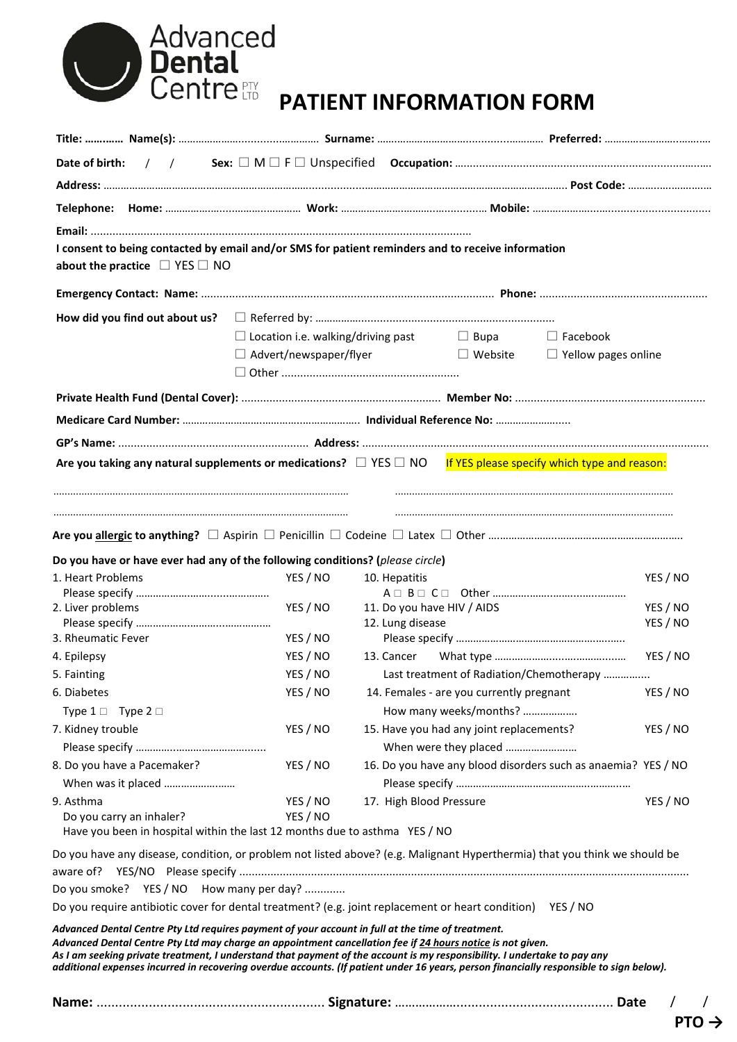Advanced **Dental** Centre PTY LTD

# PATIENT INFORMATION FORM

**Title:** ………… **Name(s):** ……………………………………… **Surname:** …………………………………………… **Preferred:** ………………………………

**Date of birth:** / / **Sex:** ☐ M ☐ F ☐ Unspecified **Occupation:** ………………………………………………………………………

**Address:** ……………………………………………………………………………………………………………… **Post Code:** ……………………

**Telephone:** **Home:** ……………………………………… **Work:** ……………………………………… **Mobile:** ……………………………………………

**Email:** ……………………………………………………………………………………………………

**I consent to being contacted by email and/or SMS for patient reminders and to receive information about the practice** ☐ YES ☐ NO

**Emergency Contact: Name:** ……………………………………………………………………………… **Phone:** ………………………………………………

**How did you find out about us?**
☐ Referred by: ……………………………………………………………………
☐ Location i.e. walking/driving past ☐ Bupa ☐ Facebook
☐ Advert/newspaper/flyer ☐ Website ☐ Yellow pages online
☐ Other ………………………………………………

**Private Health Fund (Dental Cover):** ……………………………………………………… **Member No:** ………………………………………………………

**Medicare Card Number:** …………………………………………………… **Individual Reference No:** ……………………

**GP's Name:** …………………………………………………… **Address:** ……………………………………………………………………………………………

**Are you taking any natural supplements or medications?** ☐ YES ☐ NO If YES please specify which type and reason:

…………………………………………………………………………………… ……………………………………………………………………………………

…………………………………………………………………………………… ……………………………………………………………………………………

**Are you <u>allergic</u> to anything?** ☐ Aspirin ☐ Penicillin ☐ Codeine ☐ Latex ☐ Other ……………………………………………………

**Do you have or have ever had any of the following conditions?** (*please circle*)

| Condition | | Condition | |
|---|---|---|---|
| 1. Heart Problems<br>Please specify ……………………………… | YES / NO | 10. Hepatitis<br>A ☐ B ☐ C ☐ Other ………………………………… | YES / NO |
| 2. Liver problems<br>Please specify ……………………………… | YES / NO | 11. Do you have HIV / AIDS | YES / NO |
| | | 12. Lung disease<br>Please specify ……………………………………… | YES / NO |
| 3. Rheumatic Fever | YES / NO | | |
| 4. Epilepsy | YES / NO | 13. Cancer What type ……………………………… | YES / NO |
| 5. Fainting | YES / NO | Last treatment of Radiation/Chemotherapy …………… | |
| 6. Diabetes<br>Type 1 ☐ Type 2 ☐ | YES / NO | 14. Females - are you currently pregnant<br>How many weeks/months? ……………… | YES / NO |
| 7. Kidney trouble<br>Please specify ……………………………… | YES / NO | 15. Have you had any joint replacements?<br>When were they placed …………………… | YES / NO |
| 8. Do you have a Pacemaker?<br>When was it placed …………………… | YES / NO | 16. Do you have any blood disorders such as anaemia?<br>Please specify ……………………………………… | YES / NO |
| 9. Asthma<br>Do you carry an inhaler? | YES / NO<br>YES / NO | 17. High Blood Pressure | YES / NO |
| Have you been in hospital within the last 12 months due to asthma | YES / NO | | |

Do you have any disease, condition, or problem not listed above? (e.g. Malignant Hyperthermia) that you think we should be aware of? YES/NO Please specify ……………………………………………………………………………………………………

Do you smoke? YES / NO How many per day? …………

Do you require antibiotic cover for dental treatment? (e.g. joint replacement or heart condition) YES / NO

***Advanced Dental Centre Pty Ltd requires payment of your account in full at the time of treatment.***
***Advanced Dental Centre Pty Ltd may charge an appointment cancellation fee if <u>24 hours notice</u> is not given.***
***As I am seeking private treatment, I understand that payment of the account is my responsibility. I undertake to pay any additional expenses incurred in recovering overdue accounts. (If patient under 16 years, person financially responsible to sign below).***

**Name:** …………………………………………………… **Signature:** …………………………………………………… **Date** / /

**PTO →**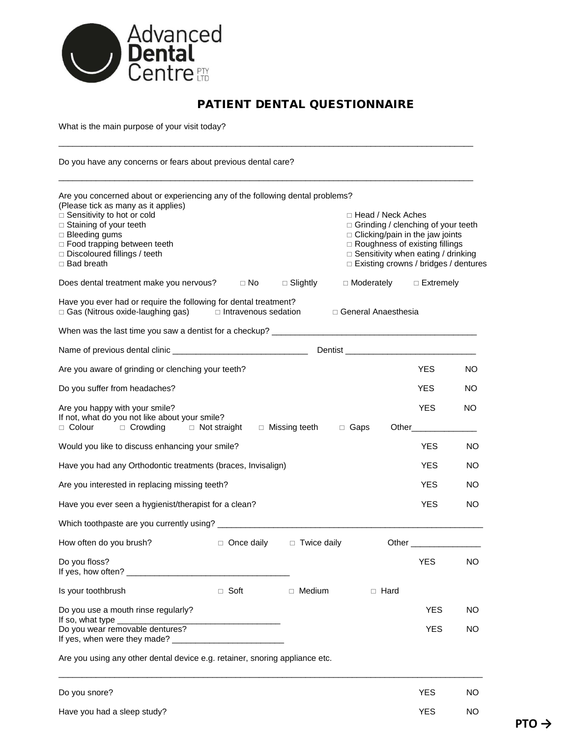Advanced **Dental** Centre PTY LTD

## PATIENT DENTAL QUESTIONNAIRE

What is the main purpose of your visit today?

_______________________________________________________________________________________

Do you have any concerns or fears about previous dental care?

_______________________________________________________________________________________

Are you concerned about or experiencing any of the following dental problems?
(Please tick as many as it applies)

- □ Sensitivity to hot or cold
- □ Staining of your teeth
- □ Bleeding gums
- □ Food trapping between teeth
- □ Discoloured fillings / teeth
- □ Bad breath
- □ Head / Neck Aches
- □ Grinding / clenching of your teeth
- □ Clicking/pain in the jaw joints
- □ Roughness of existing fillings
- □ Sensitivity when eating / drinking
- □ Existing crowns / bridges / dentures

Does dental treatment make you nervous? □ No □ Slightly □ Moderately □ Extremely

Have you ever had or require the following for dental treatment?
□ Gas (Nitrous oxide-laughing gas) □ Intravenous sedation □ General Anaesthesia

When was the last time you saw a dentist for a checkup? ____________________________________________

Name of previous dental clinic _____________________________ Dentist ____________________________

Are you aware of grinding or clenching your teeth? YES NO

Do you suffer from headaches? YES NO

Are you happy with your smile? YES NO
If not, what do you not like about your smile?
□ Colour □ Crowding □ Not straight □ Missing teeth □ Gaps Other______________

Would you like to discuss enhancing your smile? YES NO

Have you had any Orthodontic treatments (braces, Invisalign) YES NO

Are you interested in replacing missing teeth? YES NO

Have you ever seen a hygienist/therapist for a clean? YES NO

Which toothpaste are you currently using? __________________________________________________________

How often do you brush? □ Once daily □ Twice daily Other _______________

Do you floss? YES NO
If yes, how often? __________________________________

Is your toothbrush □ Soft □ Medium □ Hard

Do you use a mouth rinse regularly? YES NO
If so, what type __________________________________

Do you wear removable dentures? YES NO
If yes, when were they made? ________________________

Are you using any other dental device e.g. retainer, snoring appliance etc.

_______________________________________________________________________________________

Do you snore? YES NO

Have you had a sleep study? YES NO

PTO →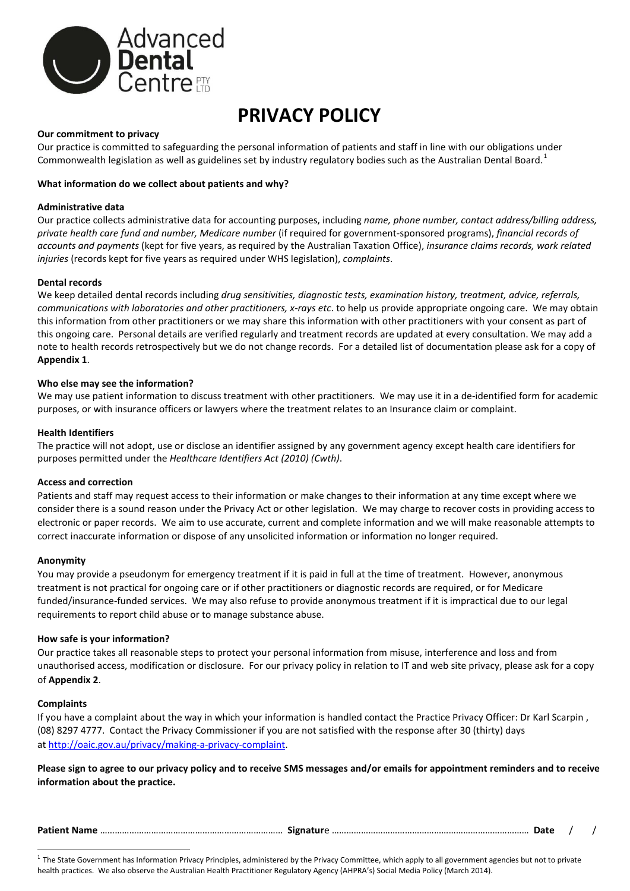Advanced **Dental** Centre PTY LTD

# PRIVACY POLICY

**Our commitment to privacy**

Our practice is committed to safeguarding the personal information of patients and staff in line with our obligations under Commonwealth legislation as well as guidelines set by industry regulatory bodies such as the Australian Dental Board.[1]

**What information do we collect about patients and why?**

**Administrative data**

Our practice collects administrative data for accounting purposes, including *name, phone number, contact address/billing address, private health care fund and number, Medicare number* (if required for government-sponsored programs), *financial records of accounts and payments* (kept for five years, as required by the Australian Taxation Office), *insurance claims records, work related injuries* (records kept for five years as required under WHS legislation), *complaints*.

**Dental records**

We keep detailed dental records including *drug sensitivities, diagnostic tests, examination history, treatment, advice, referrals, communications with laboratories and other practitioners, x-rays etc*. to help us provide appropriate ongoing care. We may obtain this information from other practitioners or we may share this information with other practitioners with your consent as part of this ongoing care. Personal details are verified regularly and treatment records are updated at every consultation. We may add a note to health records retrospectively but we do not change records. For a detailed list of documentation please ask for a copy of **Appendix 1**.

**Who else may see the information?**

We may use patient information to discuss treatment with other practitioners. We may use it in a de-identified form for academic purposes, or with insurance officers or lawyers where the treatment relates to an Insurance claim or complaint.

**Health Identifiers**

The practice will not adopt, use or disclose an identifier assigned by any government agency except health care identifiers for purposes permitted under the *Healthcare Identifiers Act (2010) (Cwth)*.

**Access and correction**

Patients and staff may request access to their information or make changes to their information at any time except where we consider there is a sound reason under the Privacy Act or other legislation. We may charge to recover costs in providing access to electronic or paper records. We aim to use accurate, current and complete information and we will make reasonable attempts to correct inaccurate information or dispose of any unsolicited information or information no longer required.

**Anonymity**

You may provide a pseudonym for emergency treatment if it is paid in full at the time of treatment. However, anonymous treatment is not practical for ongoing care or if other practitioners or diagnostic records are required, or for Medicare funded/insurance-funded services. We may also refuse to provide anonymous treatment if it is impractical due to our legal requirements to report child abuse or to manage substance abuse.

**How safe is your information?**

Our practice takes all reasonable steps to protect your personal information from misuse, interference and loss and from unauthorised access, modification or disclosure. For our privacy policy in relation to IT and web site privacy, please ask for a copy of **Appendix 2**.

**Complaints**

If you have a complaint about the way in which your information is handled contact the Practice Privacy Officer: Dr Karl Scarpin , (08) 8297 4777. Contact the Privacy Commissioner if you are not satisfied with the response after 30 (thirty) days at http://oaic.gov.au/privacy/making-a-privacy-complaint.

**Please sign to agree to our privacy policy and to receive SMS messages and/or emails for appointment reminders and to receive information about the practice.**

**Patient Name** ……………………………………………………………… **Signature** …………………………………………………………………… **Date** / /

[1] The State Government has Information Privacy Principles, administered by the Privacy Committee, which apply to all government agencies but not to private health practices. We also observe the Australian Health Practitioner Regulatory Agency (AHPRA's) Social Media Policy (March 2014).